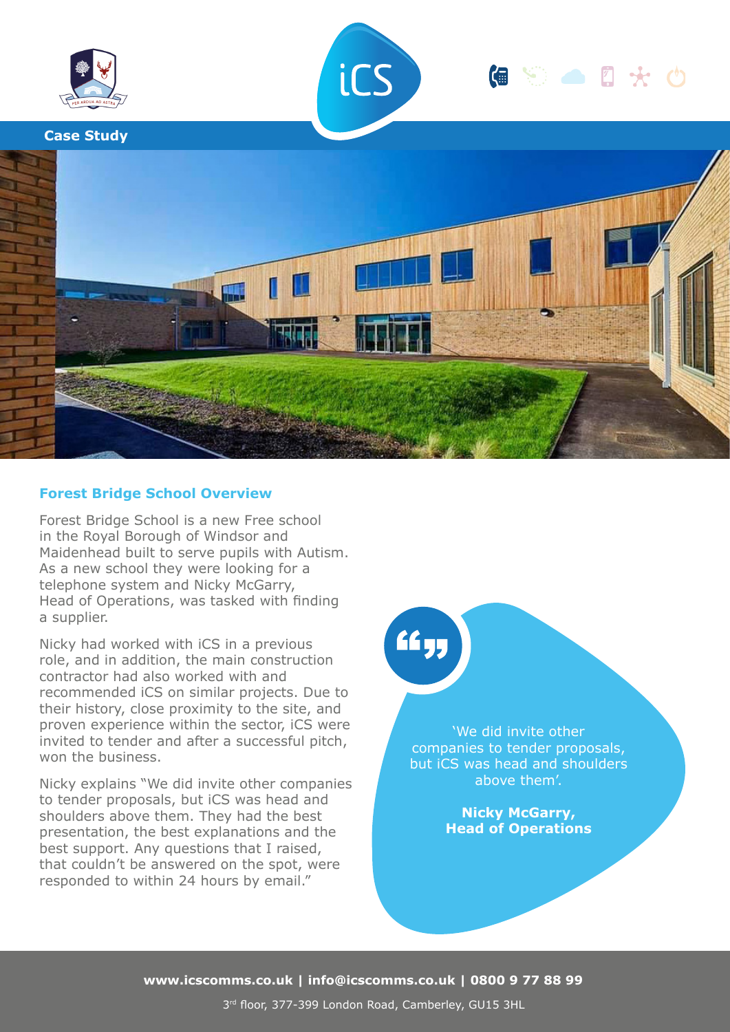Case Study

## Forest Bridge School Overview

Forest Bridge School is a new Free school in the Royal Borough of Windsor and Maidenhead built to serve pupils with Autism. As a new school they were looking for a telephone system and Nicky McGarry, Head of Operations, was tasked with finding a supplier.

Nicky had worked with iCS in a previous role, and in addition, the main construction contractor had also worked with and recommended iCS on similar projects. Due to their history, close proximity to the site, and proven experience within the sector, iCS were invited to tender and after a successful pitch, won the business.

Nicky explains "We did invite other companies to tender proposals, but iCS was head and shoulders above them. They had the best presentation, the best explanations and the best support. Any questions that I raised, that couldn't be answered on the spot, were responded to within 24 hours by email."

> 'We did invite other companies to tender proposals, but iCS was head and shoulders above them'.
>
> **Nicky McGarry, Head of Operations**

**www.icscomms.co.uk | info@icscomms.co.uk | 0800 9 77 88 99**

3rd floor, 377-399 London Road, Camberley, GU15 3HL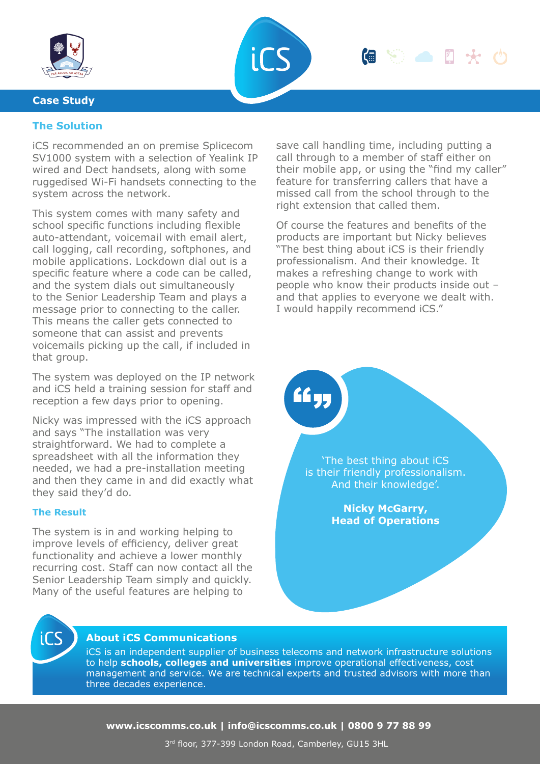## Case Study

### The Solution

iCS recommended an on premise Splicecom SV1000 system with a selection of Yealink IP wired and Dect handsets, along with some ruggedised Wi-Fi handsets connecting to the system across the network.

This system comes with many safety and school specific functions including flexible auto-attendant, voicemail with email alert, call logging, call recording, softphones, and mobile applications. Lockdown dial out is a specific feature where a code can be called, and the system dials out simultaneously to the Senior Leadership Team and plays a message prior to connecting to the caller. This means the caller gets connected to someone that can assist and prevents voicemails picking up the call, if included in that group.

The system was deployed on the IP network and iCS held a training session for staff and reception a few days prior to opening.

Nicky was impressed with the iCS approach and says "The installation was very straightforward. We had to complete a spreadsheet with all the information they needed, we had a pre-installation meeting and then they came in and did exactly what they said they'd do.

### The Result

The system is in and working helping to improve levels of efficiency, deliver great functionality and achieve a lower monthly recurring cost. Staff can now contact all the Senior Leadership Team simply and quickly. Many of the useful features are helping to save call handling time, including putting a call through to a member of staff either on their mobile app, or using the "find my caller" feature for transferring callers that have a missed call from the school through to the right extension that called them.

Of course the features and benefits of the products are important but Nicky believes "The best thing about iCS is their friendly professionalism. And their knowledge. It makes a refreshing change to work with people who know their products inside out – and that applies to everyone we dealt with. I would happily recommend iCS."

> 'The best thing about iCS is their friendly professionalism. And their knowledge'.
>
> **Nicky McGarry, Head of Operations**

### About iCS Communications

iCS is an independent supplier of business telecoms and network infrastructure solutions to help **schools, colleges and universities** improve operational effectiveness, cost management and service. We are technical experts and trusted advisors with more than three decades experience.

**www.icscomms.co.uk | info@icscomms.co.uk | 0800 9 77 88 99**

3rd floor, 377-399 London Road, Camberley, GU15 3HL